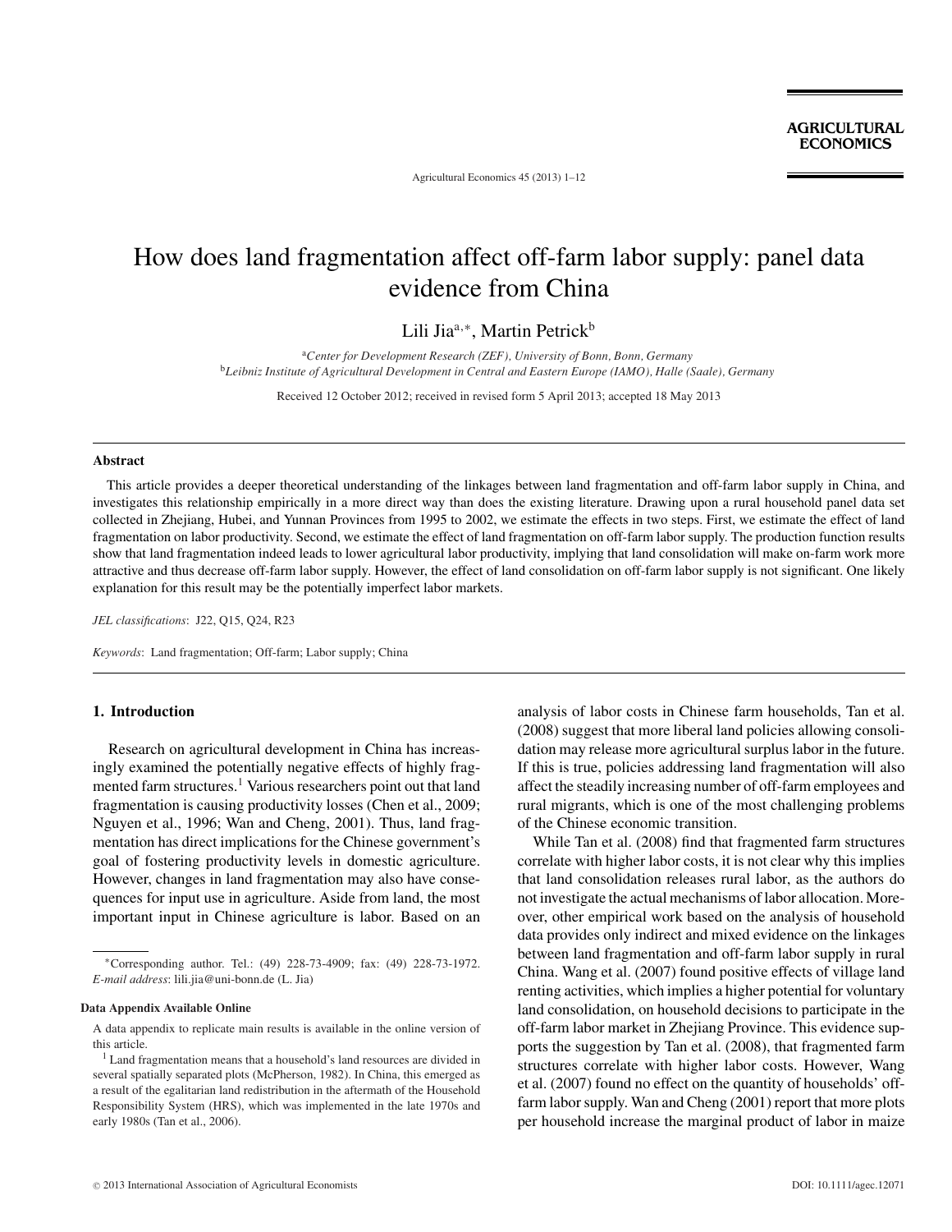# How does land fragmentation affect off-farm labor supply: panel data evidence from China

Lili Jia[a,*], Martin Petrick[b]

[a]*Center for Development Research (ZEF), University of Bonn, Bonn, Germany*
[b]*Leibniz Institute of Agricultural Development in Central and Eastern Europe (IAMO), Halle (Saale), Germany*

Received 12 October 2012; received in revised form 5 April 2013; accepted 18 May 2013

## Abstract

This article provides a deeper theoretical understanding of the linkages between land fragmentation and off-farm labor supply in China, and investigates this relationship empirically in a more direct way than does the existing literature. Drawing upon a rural household panel data set collected in Zhejiang, Hubei, and Yunnan Provinces from 1995 to 2002, we estimate the effects in two steps. First, we estimate the effect of land fragmentation on labor productivity. Second, we estimate the effect of land fragmentation on off-farm labor supply. The production function results show that land fragmentation indeed leads to lower agricultural labor productivity, implying that land consolidation will make on-farm work more attractive and thus decrease off-farm labor supply. However, the effect of land consolidation on off-farm labor supply is not significant. One likely explanation for this result may be the potentially imperfect labor markets.

*JEL classifications*: J22, Q15, Q24, R23

*Keywords*: Land fragmentation; Off-farm; Labor supply; China

## 1. Introduction

Research on agricultural development in China has increasingly examined the potentially negative effects of highly fragmented farm structures.[1] Various researchers point out that land fragmentation is causing productivity losses (Chen et al., 2009; Nguyen et al., 1996; Wan and Cheng, 2001). Thus, land fragmentation has direct implications for the Chinese government's goal of fostering productivity levels in domestic agriculture. However, changes in land fragmentation may also have consequences for input use in agriculture. Aside from land, the most important input in Chinese agriculture is labor. Based on an analysis of labor costs in Chinese farm households, Tan et al. (2008) suggest that more liberal land policies allowing consolidation may release more agricultural surplus labor in the future. If this is true, policies addressing land fragmentation will also affect the steadily increasing number of off-farm employees and rural migrants, which is one of the most challenging problems of the Chinese economic transition.

While Tan et al. (2008) find that fragmented farm structures correlate with higher labor costs, it is not clear why this implies that land consolidation releases rural labor, as the authors do not investigate the actual mechanisms of labor allocation. Moreover, other empirical work based on the analysis of household data provides only indirect and mixed evidence on the linkages between land fragmentation and off-farm labor supply in rural China. Wang et al. (2007) found positive effects of village land renting activities, which implies a higher potential for voluntary land consolidation, on household decisions to participate in the off-farm labor market in Zhejiang Province. This evidence supports the suggestion by Tan et al. (2008), that fragmented farm structures correlate with higher labor costs. However, Wang et al. (2007) found no effect on the quantity of households' off-farm labor supply. Wan and Cheng (2001) report that more plots per household increase the marginal product of labor in maize

---

*Corresponding author. Tel.: (49) 228-73-4909; fax: (49) 228-73-1972. *E-mail address*: lili.jia@uni-bonn.de (L. Jia)

**Data Appendix Available Online**

A data appendix to replicate main results is available in the online version of this article.

[1] Land fragmentation means that a household's land resources are divided in several spatially separated plots (McPherson, 1982). In China, this emerged as a result of the egalitarian land redistribution in the aftermath of the Household Responsibility System (HRS), which was implemented in the late 1970s and early 1980s (Tan et al., 2006).

© 2013 International Association of Agricultural Economists DOI: 10.1111/agec.12071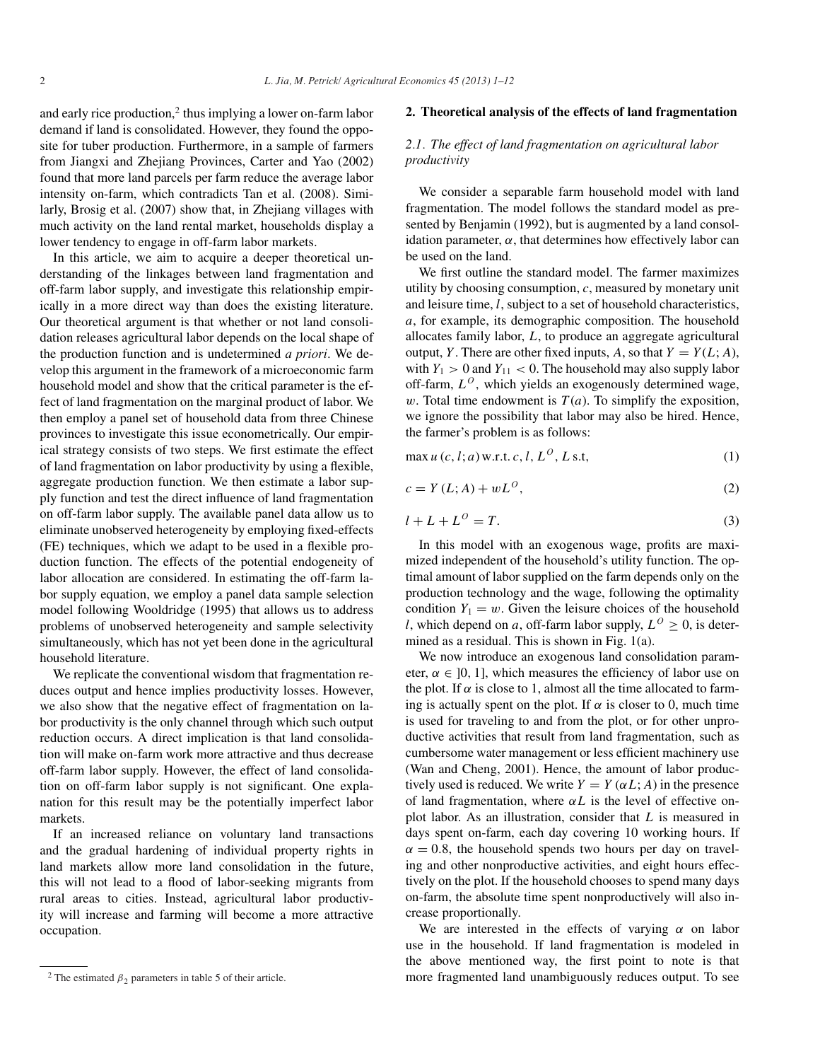and early rice production,[2] thus implying a lower on-farm labor demand if land is consolidated. However, they found the opposite for tuber production. Furthermore, in a sample of farmers from Jiangxi and Zhejiang Provinces, Carter and Yao (2002) found that more land parcels per farm reduce the average labor intensity on-farm, which contradicts Tan et al. (2008). Similarly, Brosig et al. (2007) show that, in Zhejiang villages with much activity on the land rental market, households display a lower tendency to engage in off-farm labor markets.

In this article, we aim to acquire a deeper theoretical understanding of the linkages between land fragmentation and off-farm labor supply, and investigate this relationship empirically in a more direct way than does the existing literature. Our theoretical argument is that whether or not land consolidation releases agricultural labor depends on the local shape of the production function and is undetermined *a priori*. We develop this argument in the framework of a microeconomic farm household model and show that the critical parameter is the effect of land fragmentation on the marginal product of labor. We then employ a panel set of household data from three Chinese provinces to investigate this issue econometrically. Our empirical strategy consists of two steps. We first estimate the effect of land fragmentation on labor productivity by using a flexible, aggregate production function. We then estimate a labor supply function and test the direct influence of land fragmentation on off-farm labor supply. The available panel data allow us to eliminate unobserved heterogeneity by employing fixed-effects (FE) techniques, which we adapt to be used in a flexible production function. The effects of the potential endogeneity of labor allocation are considered. In estimating the off-farm labor supply equation, we employ a panel data sample selection model following Wooldridge (1995) that allows us to address problems of unobserved heterogeneity and sample selectivity simultaneously, which has not yet been done in the agricultural household literature.

We replicate the conventional wisdom that fragmentation reduces output and hence implies productivity losses. However, we also show that the negative effect of fragmentation on labor productivity is the only channel through which such output reduction occurs. A direct implication is that land consolidation will make on-farm work more attractive and thus decrease off-farm labor supply. However, the effect of land consolidation on off-farm labor supply is not significant. One explanation for this result may be the potentially imperfect labor markets.

If an increased reliance on voluntary land transactions and the gradual hardening of individual property rights in land markets allow more land consolidation in the future, this will not lead to a flood of labor-seeking migrants from rural areas to cities. Instead, agricultural labor productivity will increase and farming will become a more attractive occupation.

[2] The estimated $\beta_2$ parameters in table 5 of their article.

## 2. Theoretical analysis of the effects of land fragmentation

### 2.1. The effect of land fragmentation on agricultural labor productivity

We consider a separable farm household model with land fragmentation. The model follows the standard model as presented by Benjamin (1992), but is augmented by a land consolidation parameter, $\alpha$, that determines how effectively labor can be used on the land.

We first outline the standard model. The farmer maximizes utility by choosing consumption, $c$, measured by monetary unit and leisure time, $l$, subject to a set of household characteristics, $a$, for example, its demographic composition. The household allocates family labor, $L$, to produce an aggregate agricultural output, $Y$. There are other fixed inputs, $A$, so that $Y = Y(L; A)$, with $Y_1 > 0$ and $Y_{11} < 0$. The household may also supply labor off-farm, $L^O$, which yields an exogenously determined wage, $w$. Total time endowment is $T(a)$. To simplify the exposition, we ignore the possibility that labor may also be hired. Hence, the farmer's problem is as follows:

$$\max u\,(c, l; a)\,\text{w.r.t.}\; c, l, L^O, L\;\text{s.t,} \tag{1}$$

$$c = Y\,(L; A) + wL^O, \tag{2}$$

$$l + L + L^O = T. \tag{3}$$

In this model with an exogenous wage, profits are maximized independent of the household's utility function. The optimal amount of labor supplied on the farm depends only on the production technology and the wage, following the optimality condition $Y_1 = w$. Given the leisure choices of the household $l$, which depend on $a$, off-farm labor supply, $L^O \geq 0$, is determined as a residual. This is shown in Fig. 1(a).

We now introduce an exogenous land consolidation parameter, $\alpha \in \,]0, 1]$, which measures the efficiency of labor use on the plot. If $\alpha$ is close to 1, almost all the time allocated to farming is actually spent on the plot. If $\alpha$ is closer to 0, much time is used for traveling to and from the plot, or for other unproductive activities that result from land fragmentation, such as cumbersome water management or less efficient machinery use (Wan and Cheng, 2001). Hence, the amount of labor productively used is reduced. We write $Y = Y\,(\alpha L; A)$ in the presence of land fragmentation, where $\alpha L$ is the level of effective on-plot labor. As an illustration, consider that $L$ is measured in days spent on-farm, each day covering 10 working hours. If $\alpha = 0.8$, the household spends two hours per day on traveling and other nonproductive activities, and eight hours effectively on the plot. If the household chooses to spend many days on-farm, the absolute time spent nonproductively will also increase proportionally.

We are interested in the effects of varying $\alpha$ on labor use in the household. If land fragmentation is modeled in the above mentioned way, the first point to note is that more fragmented land unambiguously reduces output. To see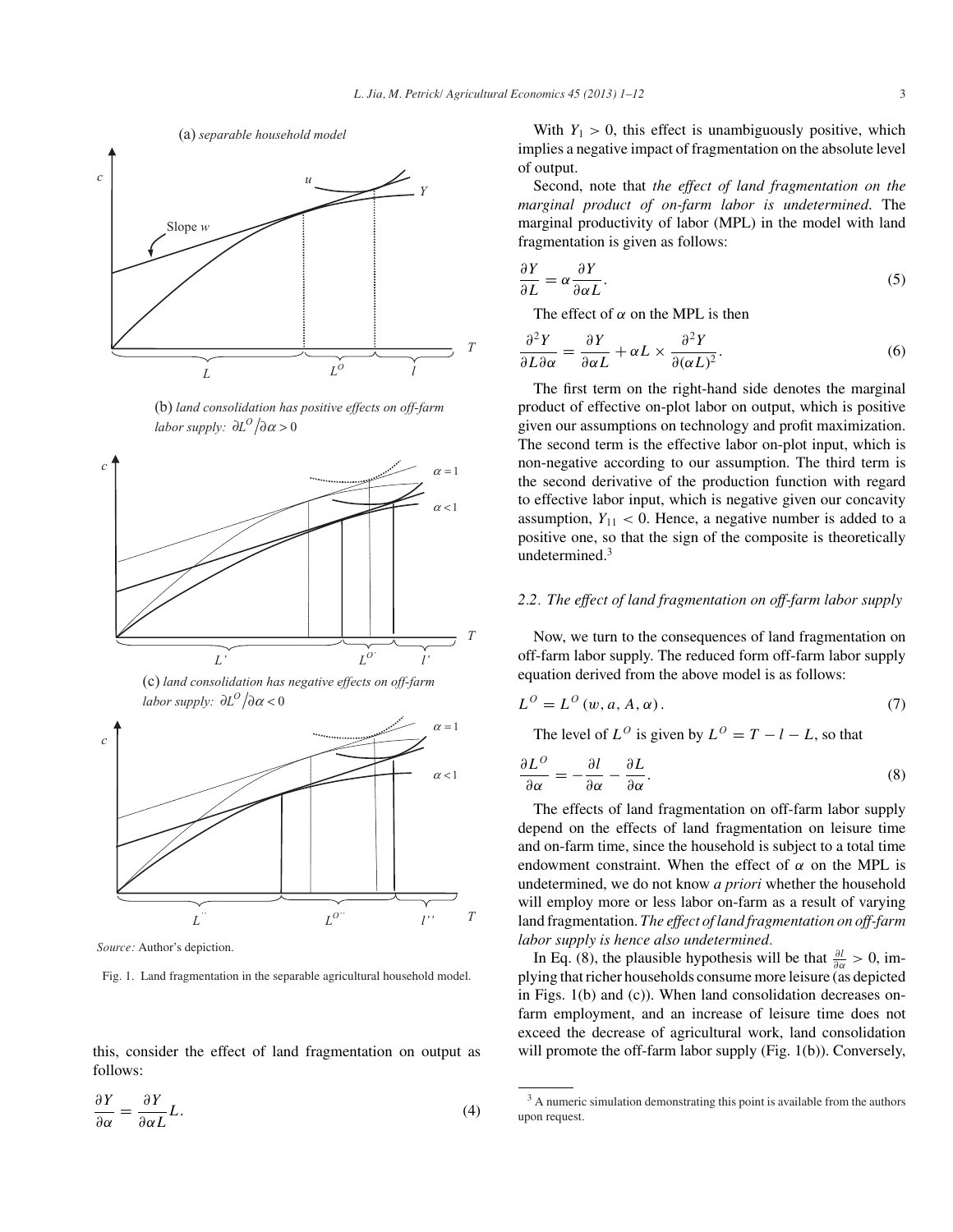(a) *separable household model*

(b) *land consolidation has positive effects on off-farm labor supply:* $\partial L^O / \partial \alpha > 0$

(c) *land consolidation has negative effects on off-farm labor supply:* $\partial L^O / \partial \alpha < 0$

*Source:* Author's depiction.

Fig. 1. Land fragmentation in the separable agricultural household model.

this, consider the effect of land fragmentation on output as follows:

$$\frac{\partial Y}{\partial \alpha} = \frac{\partial Y}{\partial \alpha L} L. \tag{4}$$

With $Y_1 > 0$, this effect is unambiguously positive, which implies a negative impact of fragmentation on the absolute level of output.

Second, note that *the effect of land fragmentation on the marginal product of on-farm labor is undetermined*. The marginal productivity of labor (MPL) in the model with land fragmentation is given as follows:

$$\frac{\partial Y}{\partial L} = \alpha \frac{\partial Y}{\partial \alpha L}. \tag{5}$$

The effect of $\alpha$ on the MPL is then

$$\frac{\partial^2 Y}{\partial L \partial \alpha} = \frac{\partial Y}{\partial \alpha L} + \alpha L \times \frac{\partial^2 Y}{\partial (\alpha L)^2}. \tag{6}$$

The first term on the right-hand side denotes the marginal product of effective on-plot labor on output, which is positive given our assumptions on technology and profit maximization. The second term is the effective labor on-plot input, which is non-negative according to our assumption. The third term is the second derivative of the production function with regard to effective labor input, which is negative given our concavity assumption, $Y_{11} < 0$. Hence, a negative number is added to a positive one, so that the sign of the composite is theoretically undetermined.[3]

### 2.2. The effect of land fragmentation on off-farm labor supply

Now, we turn to the consequences of land fragmentation on off-farm labor supply. The reduced form off-farm labor supply equation derived from the above model is as follows:

$$L^O = L^O(w, a, A, \alpha). \tag{7}$$

The level of $L^O$ is given by $L^O = T - l - L$, so that

$$\frac{\partial L^O}{\partial \alpha} = -\frac{\partial l}{\partial \alpha} - \frac{\partial L}{\partial \alpha}. \tag{8}$$

The effects of land fragmentation on off-farm labor supply depend on the effects of land fragmentation on leisure time and on-farm time, since the household is subject to a total time endowment constraint. When the effect of $\alpha$ on the MPL is undetermined, we do not know *a priori* whether the household will employ more or less labor on-farm as a result of varying land fragmentation. *The effect of land fragmentation on off-farm labor supply is hence also undetermined*.

In Eq. (8), the plausible hypothesis will be that $\frac{\partial l}{\partial \alpha} > 0$, implying that richer households consume more leisure (as depicted in Figs. 1(b) and (c)). When land consolidation decreases on-farm employment, and an increase of leisure time does not exceed the decrease of agricultural work, land consolidation will promote the off-farm labor supply (Fig. 1(b)). Conversely,

[3] A numeric simulation demonstrating this point is available from the authors upon request.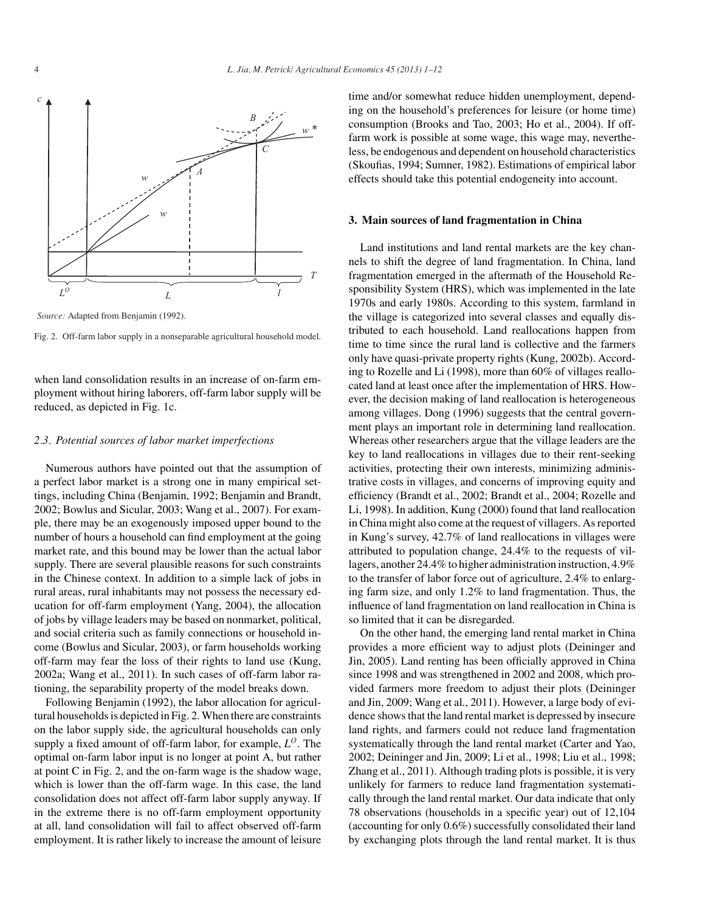*Source:* Adapted from Benjamin (1992).

Fig. 2. Off-farm labor supply in a nonseparable agricultural household model.

when land consolidation results in an increase of on-farm employment without hiring laborers, off-farm labor supply will be reduced, as depicted in Fig. 1c.

### *2.3. Potential sources of labor market imperfections*

Numerous authors have pointed out that the assumption of a perfect labor market is a strong one in many empirical settings, including China (Benjamin, 1992; Benjamin and Brandt, 2002; Bowlus and Sicular, 2003; Wang et al., 2007). For example, there may be an exogenously imposed upper bound to the number of hours a household can find employment at the going market rate, and this bound may be lower than the actual labor supply. There are several plausible reasons for such constraints in the Chinese context. In addition to a simple lack of jobs in rural areas, rural inhabitants may not possess the necessary education for off-farm employment (Yang, 2004), the allocation of jobs by village leaders may be based on nonmarket, political, and social criteria such as family connections or household income (Bowlus and Sicular, 2003), or farm households working off-farm may fear the loss of their rights to land use (Kung, 2002a; Wang et al., 2011). In such cases of off-farm labor rationing, the separability property of the model breaks down.

Following Benjamin (1992), the labor allocation for agricultural households is depicted in Fig. 2. When there are constraints on the labor supply side, the agricultural households can only supply a fixed amount of off-farm labor, for example, $L^O$. The optimal on-farm labor input is no longer at point A, but rather at point C in Fig. 2, and the on-farm wage is the shadow wage, which is lower than the off-farm wage. In this case, the land consolidation does not affect off-farm labor supply anyway. If in the extreme there is no off-farm employment opportunity at all, land consolidation will fail to affect observed off-farm employment. It is rather likely to increase the amount of leisure time and/or somewhat reduce hidden unemployment, depending on the household's preferences for leisure (or home time) consumption (Brooks and Tao, 2003; Ho et al., 2004). If off-farm work is possible at some wage, this wage may, nevertheless, be endogenous and dependent on household characteristics (Skoufias, 1994; Sumner, 1982). Estimations of empirical labor effects should take this potential endogeneity into account.

## 3. Main sources of land fragmentation in China

Land institutions and land rental markets are the key channels to shift the degree of land fragmentation. In China, land fragmentation emerged in the aftermath of the Household Responsibility System (HRS), which was implemented in the late 1970s and early 1980s. According to this system, farmland in the village is categorized into several classes and equally distributed to each household. Land reallocations happen from time to time since the rural land is collective and the farmers only have quasi-private property rights (Kung, 2002b). According to Rozelle and Li (1998), more than 60% of villages reallocated land at least once after the implementation of HRS. However, the decision making of land reallocation is heterogeneous among villages. Dong (1996) suggests that the central government plays an important role in determining land reallocation. Whereas other researchers argue that the village leaders are the key to land reallocations in villages due to their rent-seeking activities, protecting their own interests, minimizing administrative costs in villages, and concerns of improving equity and efficiency (Brandt et al., 2002; Brandt et al., 2004; Rozelle and Li, 1998). In addition, Kung (2000) found that land reallocation in China might also come at the request of villagers. As reported in Kung's survey, 42.7% of land reallocations in villages were attributed to population change, 24.4% to the requests of villagers, another 24.4% to higher administration instruction, 4.9% to the transfer of labor force out of agriculture, 2.4% to enlarging farm size, and only 1.2% to land fragmentation. Thus, the influence of land fragmentation on land reallocation in China is so limited that it can be disregarded.

On the other hand, the emerging land rental market in China provides a more efficient way to adjust plots (Deininger and Jin, 2005). Land renting has been officially approved in China since 1998 and was strengthened in 2002 and 2008, which provided farmers more freedom to adjust their plots (Deininger and Jin, 2009; Wang et al., 2011). However, a large body of evidence shows that the land rental market is depressed by insecure land rights, and farmers could not reduce land fragmentation systematically through the land rental market (Carter and Yao, 2002; Deininger and Jin, 2009; Li et al., 1998; Liu et al., 1998; Zhang et al., 2011). Although trading plots is possible, it is very unlikely for farmers to reduce land fragmentation systematically through the land rental market. Our data indicate that only 78 observations (households in a specific year) out of 12,104 (accounting for only 0.6%) successfully consolidated their land by exchanging plots through the land rental market. It is thus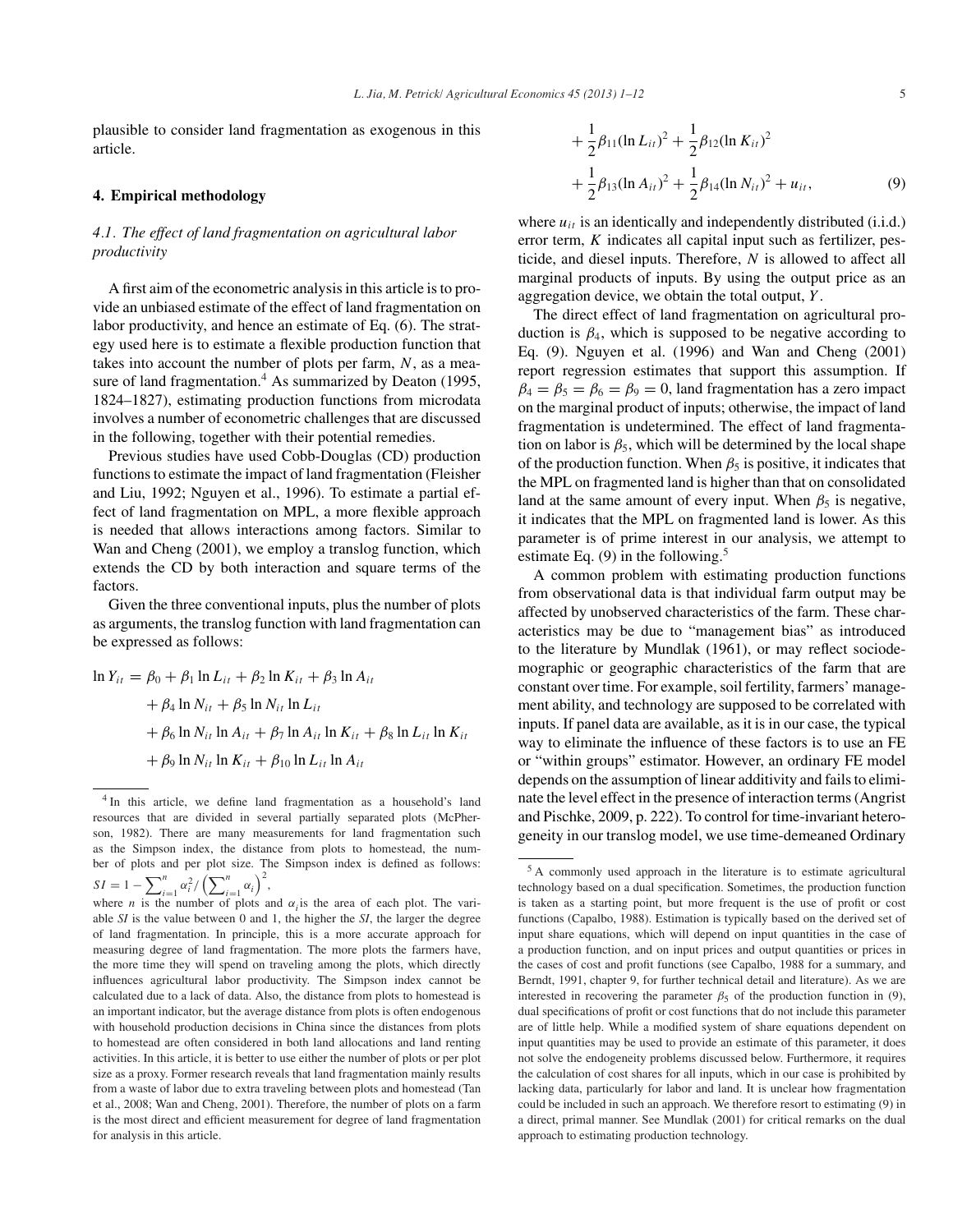plausible to consider land fragmentation as exogenous in this article.

## 4. Empirical methodology

### 4.1. The effect of land fragmentation on agricultural labor productivity

A first aim of the econometric analysis in this article is to provide an unbiased estimate of the effect of land fragmentation on labor productivity, and hence an estimate of Eq. (6). The strategy used here is to estimate a flexible production function that takes into account the number of plots per farm, $N$, as a measure of land fragmentation.[4] As summarized by Deaton (1995, 1824–1827), estimating production functions from microdata involves a number of econometric challenges that are discussed in the following, together with their potential remedies.

Previous studies have used Cobb-Douglas (CD) production functions to estimate the impact of land fragmentation (Fleisher and Liu, 1992; Nguyen et al., 1996). To estimate a partial effect of land fragmentation on MPL, a more flexible approach is needed that allows interactions among factors. Similar to Wan and Cheng (2001), we employ a translog function, which extends the CD by both interaction and square terms of the factors.

Given the three conventional inputs, plus the number of plots as arguments, the translog function with land fragmentation can be expressed as follows:

$$
\begin{aligned}
\ln Y_{it} = {} & \beta_0 + \beta_1 \ln L_{it} + \beta_2 \ln K_{it} + \beta_3 \ln A_{it} \\
& + \beta_4 \ln N_{it} + \beta_5 \ln N_{it} \ln L_{it} \\
& + \beta_6 \ln N_{it} \ln A_{it} + \beta_7 \ln A_{it} \ln K_{it} + \beta_8 \ln L_{it} \ln K_{it} \\
& + \beta_9 \ln N_{it} \ln K_{it} + \beta_{10} \ln L_{it} \ln A_{it} \\
& + \frac{1}{2}\beta_{11}(\ln L_{it})^2 + \frac{1}{2}\beta_{12}(\ln K_{it})^2 \\
& + \frac{1}{2}\beta_{13}(\ln A_{it})^2 + \frac{1}{2}\beta_{14}(\ln N_{it})^2 + u_{it},
\end{aligned}
\qquad (9)
$$

where $u_{it}$ is an identically and independently distributed (i.i.d.) error term, $K$ indicates all capital input such as fertilizer, pesticide, and diesel inputs. Therefore, $N$ is allowed to affect all marginal products of inputs. By using the output price as an aggregation device, we obtain the total output, $Y$.

The direct effect of land fragmentation on agricultural production is $\beta_4$, which is supposed to be negative according to Eq. (9). Nguyen et al. (1996) and Wan and Cheng (2001) report regression estimates that support this assumption. If $\beta_4 = \beta_5 = \beta_6 = \beta_9 = 0$, land fragmentation has a zero impact on the marginal product of inputs; otherwise, the impact of land fragmentation is undetermined. The effect of land fragmentation on labor is $\beta_5$, which will be determined by the local shape of the production function. When $\beta_5$ is positive, it indicates that the MPL on fragmented land is higher than that on consolidated land at the same amount of every input. When $\beta_5$ is negative, it indicates that the MPL on fragmented land is lower. As this parameter is of prime interest in our analysis, we attempt to estimate Eq. (9) in the following.[5]

A common problem with estimating production functions from observational data is that individual farm output may be affected by unobserved characteristics of the farm. These characteristics may be due to "management bias" as introduced to the literature by Mundlak (1961), or may reflect sociodemographic or geographic characteristics of the farm that are constant over time. For example, soil fertility, farmers' management ability, and technology are supposed to be correlated with inputs. If panel data are available, as it is in our case, the typical way to eliminate the influence of these factors is to use an FE or "within groups" estimator. However, an ordinary FE model depends on the assumption of linear additivity and fails to eliminate the level effect in the presence of interaction terms (Angrist and Pischke, 2009, p. 222). To control for time-invariant heterogeneity in our translog model, we use time-demeaned Ordinary

[4] In this article, we define land fragmentation as a household's land resources that are divided in several partially separated plots (McPherson, 1982). There are many measurements for land fragmentation such as the Simpson index, the distance from plots to homestead, the number of plots and per plot size. The Simpson index is defined as follows: $SI = 1 - \sum_{i=1}^{n} \alpha_i^2 / \left(\sum_{i=1}^{n} \alpha_i\right)^2$,
where $n$ is the number of plots and $\alpha_i$ is the area of each plot. The variable $SI$ is the value between 0 and 1, the higher the $SI$, the larger the degree of land fragmentation. In principle, this is a more accurate approach for measuring degree of land fragmentation. The more plots the farmers have, the more time they will spend on traveling among the plots, which directly influences agricultural labor productivity. The Simpson index cannot be calculated due to a lack of data. Also, the distance from plots to homestead is an important indicator, but the average distance from plots is often endogenous with household production decisions in China since the distances from plots to homestead are often considered in both land allocations and land renting activities. In this article, it is better to use either the number of plots or per plot size as a proxy. Former research reveals that land fragmentation mainly results from a waste of labor due to extra traveling between plots and homestead (Tan et al., 2008; Wan and Cheng, 2001). Therefore, the number of plots on a farm is the most direct and efficient measurement for degree of land fragmentation for analysis in this article.

[5] A commonly used approach in the literature is to estimate agricultural technology based on a dual specification. Sometimes, the production function is taken as a starting point, but more frequent is the use of profit or cost functions (Capalbo, 1988). Estimation is typically based on the derived set of input share equations, which will depend on input quantities in the case of a production function, and on input prices and output quantities or prices in the cases of cost and profit functions (see Capalbo, 1988 for a summary, and Berndt, 1991, chapter 9, for further technical detail and literature). As we are interested in recovering the parameter $\beta_5$ of the production function in (9), dual specifications of profit or cost functions that do not include this parameter are of little help. While a modified system of share equations dependent on input quantities may be used to provide an estimate of this parameter, it does not solve the endogeneity problems discussed below. Furthermore, it requires the calculation of cost shares for all inputs, which in our case is prohibited by lacking data, particularly for labor and land. It is unclear how fragmentation could be included in such an approach. We therefore resort to estimating (9) in a direct, primal manner. See Mundlak (2001) for critical remarks on the dual approach to estimating production technology.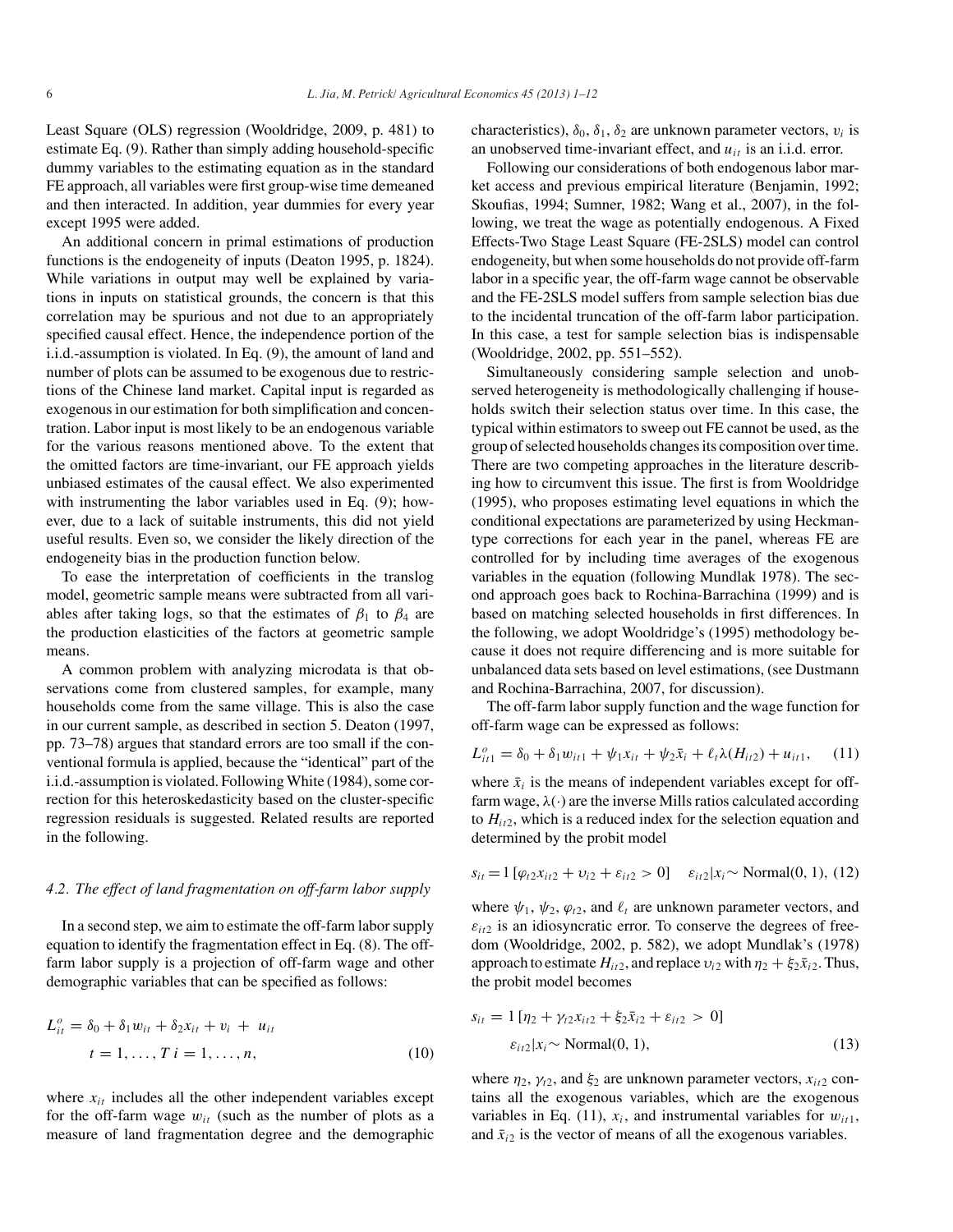Least Square (OLS) regression (Wooldridge, 2009, p. 481) to estimate Eq. (9). Rather than simply adding household-specific dummy variables to the estimating equation as in the standard FE approach, all variables were first group-wise time demeaned and then interacted. In addition, year dummies for every year except 1995 were added.

An additional concern in primal estimations of production functions is the endogeneity of inputs (Deaton 1995, p. 1824). While variations in output may well be explained by variations in inputs on statistical grounds, the concern is that this correlation may be spurious and not due to an appropriately specified causal effect. Hence, the independence portion of the i.i.d.-assumption is violated. In Eq. (9), the amount of land and number of plots can be assumed to be exogenous due to restrictions of the Chinese land market. Capital input is regarded as exogenous in our estimation for both simplification and concentration. Labor input is most likely to be an endogenous variable for the various reasons mentioned above. To the extent that the omitted factors are time-invariant, our FE approach yields unbiased estimates of the causal effect. We also experimented with instrumenting the labor variables used in Eq. (9); however, due to a lack of suitable instruments, this did not yield useful results. Even so, we consider the likely direction of the endogeneity bias in the production function below.

To ease the interpretation of coefficients in the translog model, geometric sample means were subtracted from all variables after taking logs, so that the estimates of $\beta_1$ to $\beta_4$ are the production elasticities of the factors at geometric sample means.

A common problem with analyzing microdata is that observations come from clustered samples, for example, many households come from the same village. This is also the case in our current sample, as described in section 5. Deaton (1997, pp. 73–78) argues that standard errors are too small if the conventional formula is applied, because the "identical" part of the i.i.d.-assumption is violated. Following White (1984), some correction for this heteroskedasticity based on the cluster-specific regression residuals is suggested. Related results are reported in the following.

### 4.2. The effect of land fragmentation on off-farm labor supply

In a second step, we aim to estimate the off-farm labor supply equation to identify the fragmentation effect in Eq. (8). The off-farm labor supply is a projection of off-farm wage and other demographic variables that can be specified as follows:

$$L_{it}^{o} = \delta_0 + \delta_1 w_{it} + \delta_2 x_{it} + \upsilon_i + u_{it} \qquad t = 1, \ldots, T \; i = 1, \ldots, n, \tag{10}$$

where $x_{it}$ includes all the other independent variables except for the off-farm wage $w_{it}$ (such as the number of plots as a measure of land fragmentation degree and the demographic characteristics), $\delta_0$, $\delta_1$, $\delta_2$ are unknown parameter vectors, $\upsilon_i$ is an unobserved time-invariant effect, and $u_{it}$ is an i.i.d. error.

Following our considerations of both endogenous labor market access and previous empirical literature (Benjamin, 1992; Skoufias, 1994; Sumner, 1982; Wang et al., 2007), in the following, we treat the wage as potentially endogenous. A Fixed Effects-Two Stage Least Square (FE-2SLS) model can control endogeneity, but when some households do not provide off-farm labor in a specific year, the off-farm wage cannot be observable and the FE-2SLS model suffers from sample selection bias due to the incidental truncation of the off-farm labor participation. In this case, a test for sample selection bias is indispensable (Wooldridge, 2002, pp. 551–552).

Simultaneously considering sample selection and unobserved heterogeneity is methodologically challenging if households switch their selection status over time. In this case, the typical within estimators to sweep out FE cannot be used, as the group of selected households changes its composition over time. There are two competing approaches in the literature describing how to circumvent this issue. The first is from Wooldridge (1995), who proposes estimating level equations in which the conditional expectations are parameterized by using Heckman-type corrections for each year in the panel, whereas FE are controlled for by including time averages of the exogenous variables in the equation (following Mundlak 1978). The second approach goes back to Rochina-Barrachina (1999) and is based on matching selected households in first differences. In the following, we adopt Wooldridge's (1995) methodology because it does not require differencing and is more suitable for unbalanced data sets based on level estimations, (see Dustmann and Rochina-Barrachina, 2007, for discussion).

The off-farm labor supply function and the wage function for off-farm wage can be expressed as follows:

$$L_{it1}^{o} = \delta_0 + \delta_1 w_{it1} + \psi_1 x_{it} + \psi_2 \bar{x}_i + \ell_t \lambda(H_{it2}) + u_{it1}, \tag{11}$$

where $\bar{x}_i$ is the means of independent variables except for off-farm wage, $\lambda(\cdot)$ are the inverse Mills ratios calculated according to $H_{it2}$, which is a reduced index for the selection equation and determined by the probit model

$$s_{it} = 1\,[\varphi_{t2} x_{it2} + \upsilon_{i2} + \varepsilon_{it2} > 0] \quad \varepsilon_{it2}|x_i \sim \text{Normal}(0, 1), \tag{12}$$

where $\psi_1$, $\psi_2$, $\varphi_{t2}$, and $\ell_t$ are unknown parameter vectors, and $\varepsilon_{it2}$ is an idiosyncratic error. To conserve the degrees of freedom (Wooldridge, 2002, p. 582), we adopt Mundlak's (1978) approach to estimate $H_{it2}$, and replace $\upsilon_{i2}$ with $\eta_2 + \xi_2 \bar{x}_{i2}$. Thus, the probit model becomes

$$s_{it} = 1\,[\eta_2 + \gamma_{t2} x_{it2} + \xi_2 \bar{x}_{i2} + \varepsilon_{it2} > 0] \qquad \varepsilon_{it2}|x_i \sim \text{Normal}(0, 1), \tag{13}$$

where $\eta_2$, $\gamma_{t2}$, and $\xi_2$ are unknown parameter vectors, $x_{it2}$ contains all the exogenous variables, which are the exogenous variables in Eq. (11), $x_i$, and instrumental variables for $w_{it1}$, and $\bar{x}_{i2}$ is the vector of means of all the exogenous variables.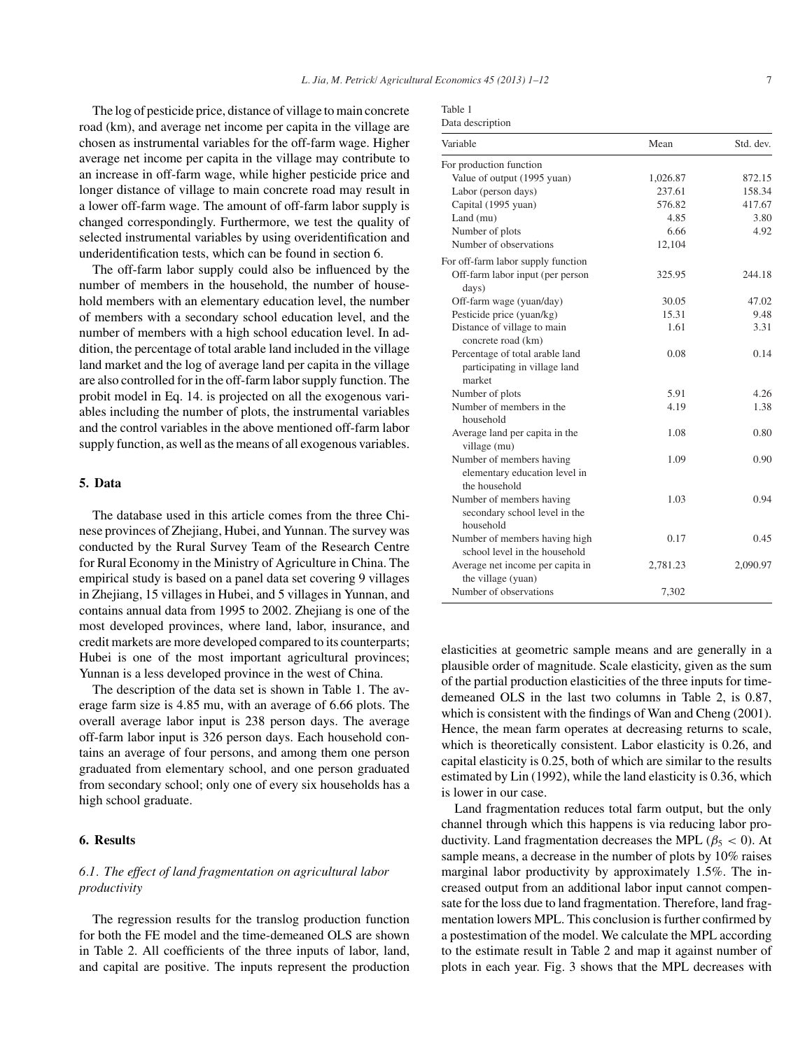The log of pesticide price, distance of village to main concrete road (km), and average net income per capita in the village are chosen as instrumental variables for the off-farm wage. Higher average net income per capita in the village may contribute to an increase in off-farm wage, while higher pesticide price and longer distance of village to main concrete road may result in a lower off-farm wage. The amount of off-farm labor supply is changed correspondingly. Furthermore, we test the quality of selected instrumental variables by using overidentification and underidentification tests, which can be found in section 6.

The off-farm labor supply could also be influenced by the number of members in the household, the number of household members with an elementary education level, the number of members with a secondary school education level, and the number of members with a high school education level. In addition, the percentage of total arable land included in the village land market and the log of average land per capita in the village are also controlled for in the off-farm labor supply function. The probit model in Eq. 14. is projected on all the exogenous variables including the number of plots, the instrumental variables and the control variables in the above mentioned off-farm labor supply function, as well as the means of all exogenous variables.

## 5. Data

The database used in this article comes from the three Chinese provinces of Zhejiang, Hubei, and Yunnan. The survey was conducted by the Rural Survey Team of the Research Centre for Rural Economy in the Ministry of Agriculture in China. The empirical study is based on a panel data set covering 9 villages in Zhejiang, 15 villages in Hubei, and 5 villages in Yunnan, and contains annual data from 1995 to 2002. Zhejiang is one of the most developed provinces, where land, labor, insurance, and credit markets are more developed compared to its counterparts; Hubei is one of the most important agricultural provinces; Yunnan is a less developed province in the west of China.

The description of the data set is shown in Table 1. The average farm size is 4.85 mu, with an average of 6.66 plots. The overall average labor input is 238 person days. The average off-farm labor input is 326 person days. Each household contains an average of four persons, and among them one person graduated from elementary school, and one person graduated from secondary school; only one of every six households has a high school graduate.

Table 1
Data description

| Variable | Mean | Std. dev. |
|---|---|---|
| For production function | | |
| Value of output (1995 yuan) | 1,026.87 | 872.15 |
| Labor (person days) | 237.61 | 158.34 |
| Capital (1995 yuan) | 576.82 | 417.67 |
| Land (mu) | 4.85 | 3.80 |
| Number of plots | 6.66 | 4.92 |
| Number of observations | 12,104 | |
| For off-farm labor supply function | | |
| Off-farm labor input (per person days) | 325.95 | 244.18 |
| Off-farm wage (yuan/day) | 30.05 | 47.02 |
| Pesticide price (yuan/kg) | 15.31 | 9.48 |
| Distance of village to main concrete road (km) | 1.61 | 3.31 |
| Percentage of total arable land participating in village land market | 0.08 | 0.14 |
| Number of plots | 5.91 | 4.26 |
| Number of members in the household | 4.19 | 1.38 |
| Average land per capita in the village (mu) | 1.08 | 0.80 |
| Number of members having elementary education level in the household | 1.09 | 0.90 |
| Number of members having secondary school level in the household | 1.03 | 0.94 |
| Number of members having high school level in the household | 0.17 | 0.45 |
| Average net income per capita in the village (yuan) | 2,781.23 | 2,090.97 |
| Number of observations | 7,302 | |

## 6. Results

### 6.1. *The effect of land fragmentation on agricultural labor productivity*

The regression results for the translog production function for both the FE model and the time-demeaned OLS are shown in Table 2. All coefficients of the three inputs of labor, land, and capital are positive. The inputs represent the production elasticities at geometric sample means and are generally in a plausible order of magnitude. Scale elasticity, given as the sum of the partial production elasticities of the three inputs for time-demeaned OLS in the last two columns in Table 2, is 0.87, which is consistent with the findings of Wan and Cheng (2001). Hence, the mean farm operates at decreasing returns to scale, which is theoretically consistent. Labor elasticity is 0.26, and capital elasticity is 0.25, both of which are similar to the results estimated by Lin (1992), while the land elasticity is 0.36, which is lower in our case.

Land fragmentation reduces total farm output, but the only channel through which this happens is via reducing labor productivity. Land fragmentation decreases the MPL ($\beta_5 < 0$). At sample means, a decrease in the number of plots by 10% raises marginal labor productivity by approximately 1.5%. The increased output from an additional labor input cannot compensate for the loss due to land fragmentation. Therefore, land fragmentation lowers MPL. This conclusion is further confirmed by a postestimation of the model. We calculate the MPL according to the estimate result in Table 2 and map it against number of plots in each year. Fig. 3 shows that the MPL decreases with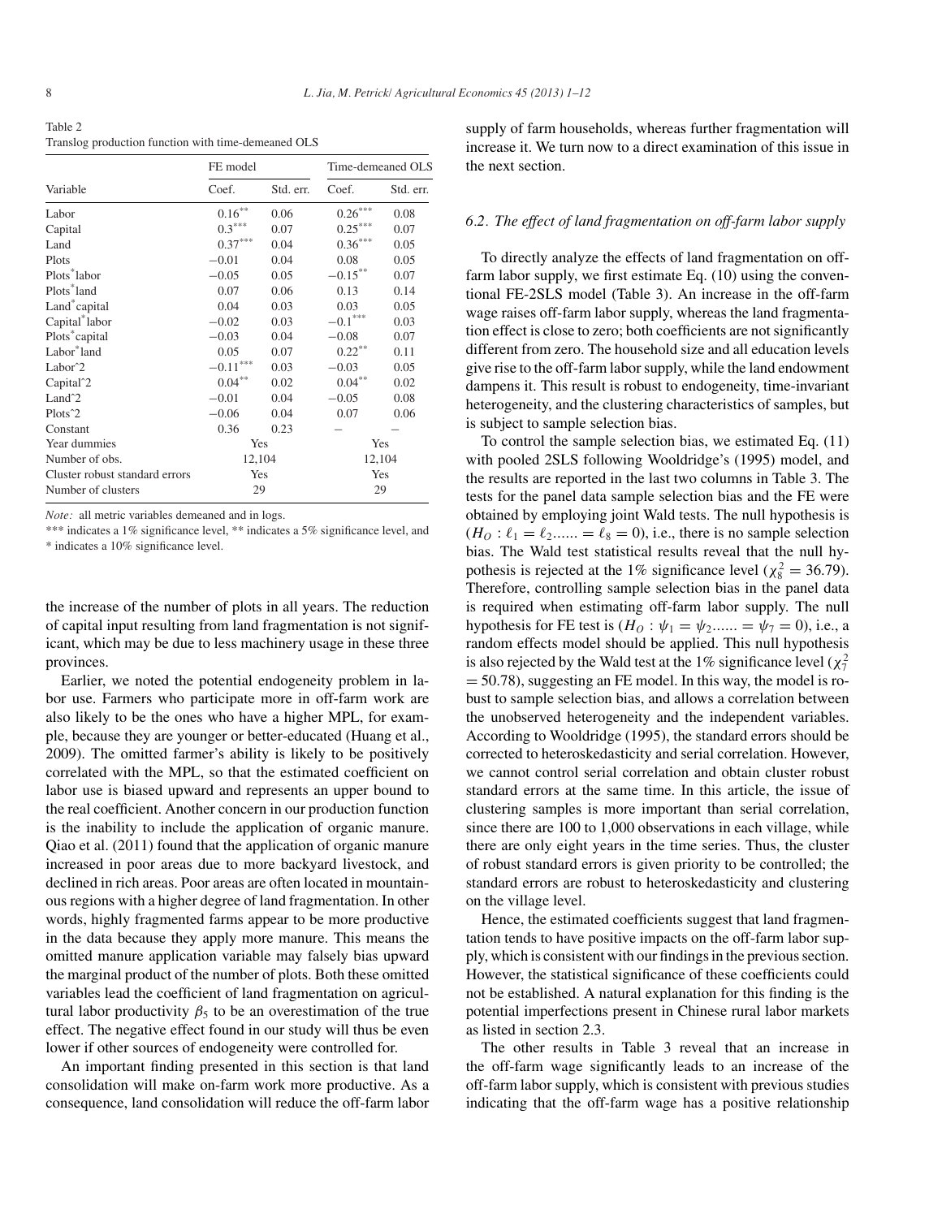Table 2
Translog production function with time-demeaned OLS

| Variable | FE model | | Time-demeaned OLS | |
|---|---|---|---|---|
| | Coef. | Std. err. | Coef. | Std. err. |
| Labor | 0.16** | 0.06 | 0.26*** | 0.08 |
| Capital | 0.3*** | 0.07 | 0.25*** | 0.07 |
| Land | 0.37*** | 0.04 | 0.36*** | 0.05 |
| Plots | −0.01 | 0.04 | 0.08 | 0.05 |
| Plots*labor | −0.05 | 0.05 | −0.15** | 0.07 |
| Plots*land | 0.07 | 0.06 | 0.13 | 0.14 |
| Land*capital | 0.04 | 0.03 | 0.03 | 0.05 |
| Capital*labor | −0.02 | 0.03 | −0.1*** | 0.03 |
| Plots*capital | −0.03 | 0.04 | −0.08 | 0.07 |
| Labor*land | 0.05 | 0.07 | 0.22** | 0.11 |
| Labor^2 | −0.11*** | 0.03 | −0.03 | 0.05 |
| Capital^2 | 0.04** | 0.02 | 0.04** | 0.02 |
| Land^2 | −0.01 | 0.04 | −0.05 | 0.08 |
| Plots^2 | −0.06 | 0.04 | 0.07 | 0.06 |
| Constant | 0.36 | 0.23 | – | – |
| Year dummies | Yes | | Yes | |
| Number of obs. | 12,104 | | 12,104 | |
| Cluster robust standard errors | Yes | | Yes | |
| Number of clusters | 29 | | 29 | |

*Note:* all metric variables demeaned and in logs.
*** indicates a 1% significance level, ** indicates a 5% significance level, and * indicates a 10% significance level.

the increase of the number of plots in all years. The reduction of capital input resulting from land fragmentation is not significant, which may be due to less machinery usage in these three provinces.

Earlier, we noted the potential endogeneity problem in labor use. Farmers who participate more in off-farm work are also likely to be the ones who have a higher MPL, for example, because they are younger or better-educated (Huang et al., 2009). The omitted farmer's ability is likely to be positively correlated with the MPL, so that the estimated coefficient on labor use is biased upward and represents an upper bound to the real coefficient. Another concern in our production function is the inability to include the application of organic manure. Qiao et al. (2011) found that the application of organic manure increased in poor areas due to more backyard livestock, and declined in rich areas. Poor areas are often located in mountainous regions with a higher degree of land fragmentation. In other words, highly fragmented farms appear to be more productive in the data because they apply more manure. This means the omitted manure application variable may falsely bias upward the marginal product of the number of plots. Both these omitted variables lead the coefficient of land fragmentation on agricultural labor productivity $\beta_5$ to be an overestimation of the true effect. The negative effect found in our study will thus be even lower if other sources of endogeneity were controlled for.

An important finding presented in this section is that land consolidation will make on-farm work more productive. As a consequence, land consolidation will reduce the off-farm labor supply of farm households, whereas further fragmentation will increase it. We turn now to a direct examination of this issue in the next section.

### 6.2. The effect of land fragmentation on off-farm labor supply

To directly analyze the effects of land fragmentation on off-farm labor supply, we first estimate Eq. (10) using the conventional FE-2SLS model (Table 3). An increase in the off-farm wage raises off-farm labor supply, whereas the land fragmentation effect is close to zero; both coefficients are not significantly different from zero. The household size and all education levels give rise to the off-farm labor supply, while the land endowment dampens it. This result is robust to endogeneity, time-invariant heterogeneity, and the clustering characteristics of samples, but is subject to sample selection bias.

To control the sample selection bias, we estimated Eq. (11) with pooled 2SLS following Wooldridge's (1995) model, and the results are reported in the last two columns in Table 3. The tests for the panel data sample selection bias and the FE were obtained by employing joint Wald tests. The null hypothesis is ($H_O : \ell_1 = \ell_2 ...... = \ell_8 = 0$), i.e., there is no sample selection bias. The Wald test statistical results reveal that the null hypothesis is rejected at the 1% significance level ($\chi^2_8 = 36.79$). Therefore, controlling sample selection bias in the panel data is required when estimating off-farm labor supply. The null hypothesis for FE test is ($H_O : \psi_1 = \psi_2 ...... = \psi_7 = 0$), i.e., a random effects model should be applied. This null hypothesis is also rejected by the Wald test at the 1% significance level ($\chi^2_7 = 50.78$), suggesting an FE model. In this way, the model is robust to sample selection bias, and allows a correlation between the unobserved heterogeneity and the independent variables. According to Wooldridge (1995), the standard errors should be corrected to heteroskedasticity and serial correlation. However, we cannot control serial correlation and obtain cluster robust standard errors at the same time. In this article, the issue of clustering samples is more important than serial correlation, since there are 100 to 1,000 observations in each village, while there are only eight years in the time series. Thus, the cluster of robust standard errors is given priority to be controlled; the standard errors are robust to heteroskedasticity and clustering on the village level.

Hence, the estimated coefficients suggest that land fragmentation tends to have positive impacts on the off-farm labor supply, which is consistent with our findings in the previous section. However, the statistical significance of these coefficients could not be established. A natural explanation for this finding is the potential imperfections present in Chinese rural labor markets as listed in section 2.3.

The other results in Table 3 reveal that an increase in the off-farm wage significantly leads to an increase of the off-farm labor supply, which is consistent with previous studies indicating that the off-farm wage has a positive relationship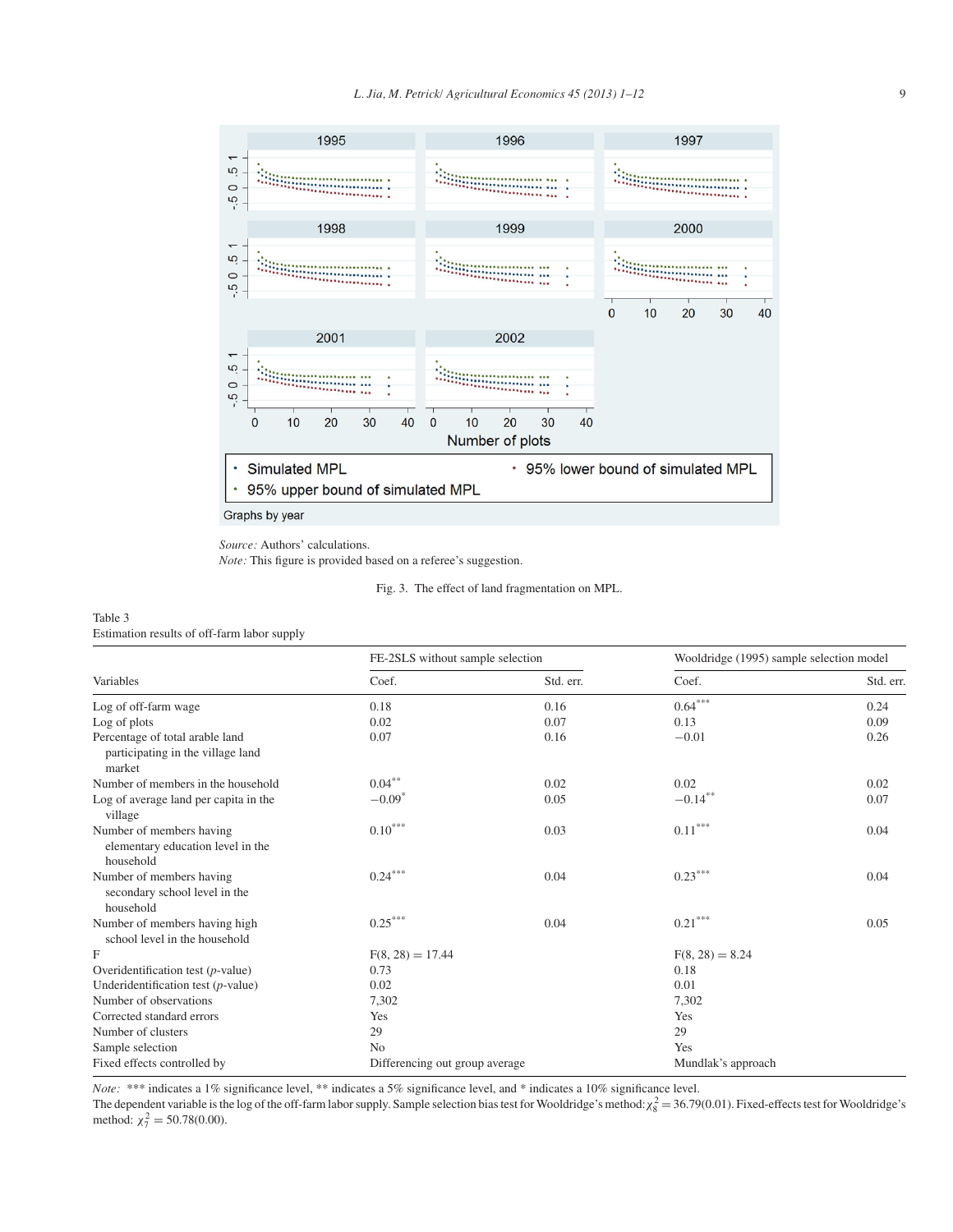Source: Authors' calculations.

Note: This figure is provided based on a referee's suggestion.

Fig. 3. The effect of land fragmentation on MPL.

Table 3
Estimation results of off-farm labor supply

| Variables | FE-2SLS without sample selection | | Wooldridge (1995) sample selection model | |
|---|---|---|---|---|
| | Coef. | Std. err. | Coef. | Std. err. |
| Log of off-farm wage | 0.18 | 0.16 | 0.64*** | 0.24 |
| Log of plots | 0.02 | 0.07 | 0.13 | 0.09 |
| Percentage of total arable land participating in the village land market | 0.07 | 0.16 | −0.01 | 0.26 |
| Number of members in the household | 0.04** | 0.02 | 0.02 | 0.02 |
| Log of average land per capita in the village | −0.09* | 0.05 | −0.14** | 0.07 |
| Number of members having elementary education level in the household | 0.10*** | 0.03 | 0.11*** | 0.04 |
| Number of members having secondary school level in the household | 0.24*** | 0.04 | 0.23*** | 0.04 |
| Number of members having high school level in the household | 0.25*** | 0.04 | 0.21*** | 0.05 |
| F | F(8, 28) = 17.44 | | F(8, 28) = 8.24 | |
| Overidentification test (*p*-value) | 0.73 | | 0.18 | |
| Underidentification test (*p*-value) | 0.02 | | 0.01 | |
| Number of observations | 7,302 | | 7,302 | |
| Corrected standard errors | Yes | | Yes | |
| Number of clusters | 29 | | 29 | |
| Sample selection | No | | Yes | |
| Fixed effects controlled by | Differencing out group average | | Mundlak's approach | |

*Note:* *** indicates a 1% significance level, ** indicates a 5% significance level, and * indicates a 10% significance level.
The dependent variable is the log of the off-farm labor supply. Sample selection bias test for Wooldridge's method: $\chi^2_8 = 36.79(0.01)$. Fixed-effects test for Wooldridge's method: $\chi^2_7 = 50.78(0.00)$.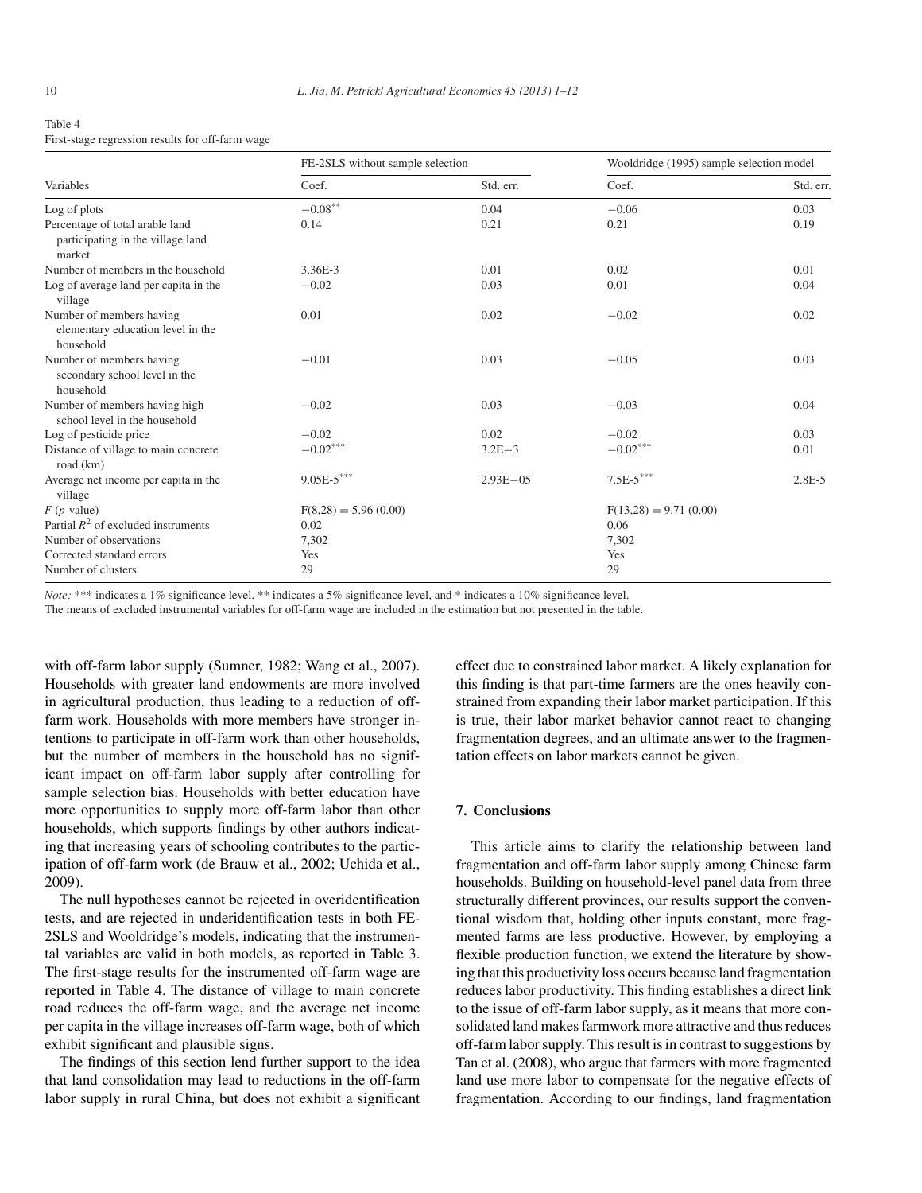Table 4
First-stage regression results for off-farm wage

| Variables | FE-2SLS without sample selection | | Wooldridge (1995) sample selection model | |
|---|---|---|---|---|
| | Coef. | Std. err. | Coef. | Std. err. |
| Log of plots | $-0.08^{**}$ | 0.04 | −0.06 | 0.03 |
| Percentage of total arable land participating in the village land market | 0.14 | 0.21 | 0.21 | 0.19 |
| Number of members in the household | 3.36E-3 | 0.01 | 0.02 | 0.01 |
| Log of average land per capita in the village | −0.02 | 0.03 | 0.01 | 0.04 |
| Number of members having elementary education level in the household | 0.01 | 0.02 | −0.02 | 0.02 |
| Number of members having secondary school level in the household | −0.01 | 0.03 | −0.05 | 0.03 |
| Number of members having high school level in the household | −0.02 | 0.03 | −0.03 | 0.04 |
| Log of pesticide price | −0.02 | 0.02 | −0.02 | 0.03 |
| Distance of village to main concrete road (km) | $-0.02^{***}$ | 3.2E−3 | $-0.02^{***}$ | 0.01 |
| Average net income per capita in the village | $9.05\text{E-}5^{***}$ | 2.93E−05 | $7.5\text{E-}5^{***}$ | 2.8E-5 |
| $F$ ($p$-value) | $F(8,28) = 5.96$ (0.00) | | $F(13,28) = 9.71$ (0.00) | |
| Partial $R^2$ of excluded instruments | 0.02 | | 0.06 | |
| Number of observations | 7,302 | | 7,302 | |
| Corrected standard errors | Yes | | Yes | |
| Number of clusters | 29 | | 29 | |

*Note:* *** indicates a 1% significance level, ** indicates a 5% significance level, and * indicates a 10% significance level.
The means of excluded instrumental variables for off-farm wage are included in the estimation but not presented in the table.

with off-farm labor supply (Sumner, 1982; Wang et al., 2007). Households with greater land endowments are more involved in agricultural production, thus leading to a reduction of off-farm work. Households with more members have stronger intentions to participate in off-farm work than other households, but the number of members in the household has no significant impact on off-farm labor supply after controlling for sample selection bias. Households with better education have more opportunities to supply more off-farm labor than other households, which supports findings by other authors indicating that increasing years of schooling contributes to the participation of off-farm work (de Brauw et al., 2002; Uchida et al., 2009).

The null hypotheses cannot be rejected in overidentification tests, and are rejected in underidentification tests in both FE-2SLS and Wooldridge's models, indicating that the instrumental variables are valid in both models, as reported in Table 3. The first-stage results for the instrumented off-farm wage are reported in Table 4. The distance of village to main concrete road reduces the off-farm wage, and the average net income per capita in the village increases off-farm wage, both of which exhibit significant and plausible signs.

The findings of this section lend further support to the idea that land consolidation may lead to reductions in the off-farm labor supply in rural China, but does not exhibit a significant effect due to constrained labor market. A likely explanation for this finding is that part-time farmers are the ones heavily constrained from expanding their labor market participation. If this is true, their labor market behavior cannot react to changing fragmentation degrees, and an ultimate answer to the fragmentation effects on labor markets cannot be given.

## 7. Conclusions

This article aims to clarify the relationship between land fragmentation and off-farm labor supply among Chinese farm households. Building on household-level panel data from three structurally different provinces, our results support the conventional wisdom that, holding other inputs constant, more fragmented farms are less productive. However, by employing a flexible production function, we extend the literature by showing that this productivity loss occurs because land fragmentation reduces labor productivity. This finding establishes a direct link to the issue of off-farm labor supply, as it means that more consolidated land makes farmwork more attractive and thus reduces off-farm labor supply. This result is in contrast to suggestions by Tan et al. (2008), who argue that farmers with more fragmented land use more labor to compensate for the negative effects of fragmentation. According to our findings, land fragmentation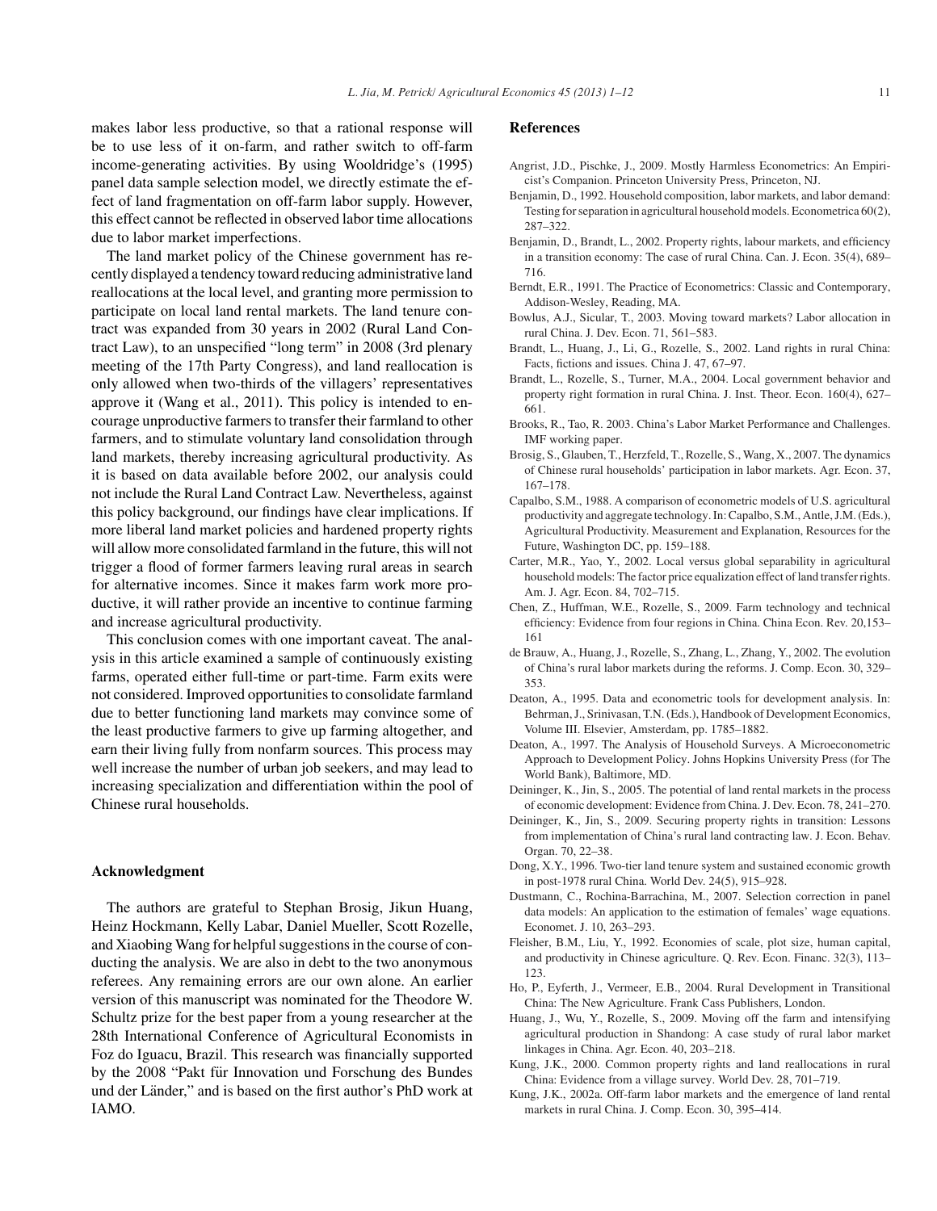makes labor less productive, so that a rational response will be to use less of it on-farm, and rather switch to off-farm income-generating activities. By using Wooldridge's (1995) panel data sample selection model, we directly estimate the effect of land fragmentation on off-farm labor supply. However, this effect cannot be reflected in observed labor time allocations due to labor market imperfections.

The land market policy of the Chinese government has recently displayed a tendency toward reducing administrative land reallocations at the local level, and granting more permission to participate on local land rental markets. The land tenure contract was expanded from 30 years in 2002 (Rural Land Contract Law), to an unspecified "long term" in 2008 (3rd plenary meeting of the 17th Party Congress), and land reallocation is only allowed when two-thirds of the villagers' representatives approve it (Wang et al., 2011). This policy is intended to encourage unproductive farmers to transfer their farmland to other farmers, and to stimulate voluntary land consolidation through land markets, thereby increasing agricultural productivity. As it is based on data available before 2002, our analysis could not include the Rural Land Contract Law. Nevertheless, against this policy background, our findings have clear implications. If more liberal land market policies and hardened property rights will allow more consolidated farmland in the future, this will not trigger a flood of former farmers leaving rural areas in search for alternative incomes. Since it makes farm work more productive, it will rather provide an incentive to continue farming and increase agricultural productivity.

This conclusion comes with one important caveat. The analysis in this article examined a sample of continuously existing farms, operated either full-time or part-time. Farm exits were not considered. Improved opportunities to consolidate farmland due to better functioning land markets may convince some of the least productive farmers to give up farming altogether, and earn their living fully from nonfarm sources. This process may well increase the number of urban job seekers, and may lead to increasing specialization and differentiation within the pool of Chinese rural households.

## Acknowledgment

The authors are grateful to Stephan Brosig, Jikun Huang, Heinz Hockmann, Kelly Labar, Daniel Mueller, Scott Rozelle, and Xiaobing Wang for helpful suggestions in the course of conducting the analysis. We are also in debt to the two anonymous referees. Any remaining errors are our own alone. An earlier version of this manuscript was nominated for the Theodore W. Schultz prize for the best paper from a young researcher at the 28th International Conference of Agricultural Economists in Foz do Iguacu, Brazil. This research was financially supported by the 2008 "Pakt für Innovation und Forschung des Bundes und der Länder," and is based on the first author's PhD work at IAMO.

## References

Angrist, J.D., Pischke, J., 2009. Mostly Harmless Econometrics: An Empiricist's Companion. Princeton University Press, Princeton, NJ.

Benjamin, D., 1992. Household composition, labor markets, and labor demand: Testing for separation in agricultural household models. Econometrica 60(2), 287–322.

Benjamin, D., Brandt, L., 2002. Property rights, labour markets, and efficiency in a transition economy: The case of rural China. Can. J. Econ. 35(4), 689–716.

Berndt, E.R., 1991. The Practice of Econometrics: Classic and Contemporary, Addison-Wesley, Reading, MA.

Bowlus, A.J., Sicular, T., 2003. Moving toward markets? Labor allocation in rural China. J. Dev. Econ. 71, 561–583.

Brandt, L., Huang, J., Li, G., Rozelle, S., 2002. Land rights in rural China: Facts, fictions and issues. China J. 47, 67–97.

Brandt, L., Rozelle, S., Turner, M.A., 2004. Local government behavior and property right formation in rural China. J. Inst. Theor. Econ. 160(4), 627–661.

Brooks, R., Tao, R. 2003. China's Labor Market Performance and Challenges. IMF working paper.

Brosig, S., Glauben, T., Herzfeld, T., Rozelle, S., Wang, X., 2007. The dynamics of Chinese rural households' participation in labor markets. Agr. Econ. 37, 167–178.

Capalbo, S.M., 1988. A comparison of econometric models of U.S. agricultural productivity and aggregate technology. In: Capalbo, S.M., Antle, J.M. (Eds.), Agricultural Productivity. Measurement and Explanation, Resources for the Future, Washington DC, pp. 159–188.

Carter, M.R., Yao, Y., 2002. Local versus global separability in agricultural household models: The factor price equalization effect of land transfer rights. Am. J. Agr. Econ. 84, 702–715.

Chen, Z., Huffman, W.E., Rozelle, S., 2009. Farm technology and technical efficiency: Evidence from four regions in China. China Econ. Rev. 20,153–161

de Brauw, A., Huang, J., Rozelle, S., Zhang, L., Zhang, Y., 2002. The evolution of China's rural labor markets during the reforms. J. Comp. Econ. 30, 329–353.

Deaton, A., 1995. Data and econometric tools for development analysis. In: Behrman, J., Srinivasan, T.N. (Eds.), Handbook of Development Economics, Volume III. Elsevier, Amsterdam, pp. 1785–1882.

Deaton, A., 1997. The Analysis of Household Surveys. A Microeconometric Approach to Development Policy. Johns Hopkins University Press (for The World Bank), Baltimore, MD.

Deininger, K., Jin, S., 2005. The potential of land rental markets in the process of economic development: Evidence from China. J. Dev. Econ. 78, 241–270.

Deininger, K., Jin, S., 2009. Securing property rights in transition: Lessons from implementation of China's rural land contracting law. J. Econ. Behav. Organ. 70, 22–38.

Dong, X.Y., 1996. Two-tier land tenure system and sustained economic growth in post-1978 rural China. World Dev. 24(5), 915–928.

Dustmann, C., Rochina-Barrachina, M., 2007. Selection correction in panel data models: An application to the estimation of females' wage equations. Economet. J. 10, 263–293.

Fleisher, B.M., Liu, Y., 1992. Economies of scale, plot size, human capital, and productivity in Chinese agriculture. Q. Rev. Econ. Financ. 32(3), 113–123.

Ho, P., Eyferth, J., Vermeer, E.B., 2004. Rural Development in Transitional China: The New Agriculture. Frank Cass Publishers, London.

Huang, J., Wu, Y., Rozelle, S., 2009. Moving off the farm and intensifying agricultural production in Shandong: A case study of rural labor market linkages in China. Agr. Econ. 40, 203–218.

Kung, J.K., 2000. Common property rights and land reallocations in rural China: Evidence from a village survey. World Dev. 28, 701–719.

Kung, J.K., 2002a. Off-farm labor markets and the emergence of land rental markets in rural China. J. Comp. Econ. 30, 395–414.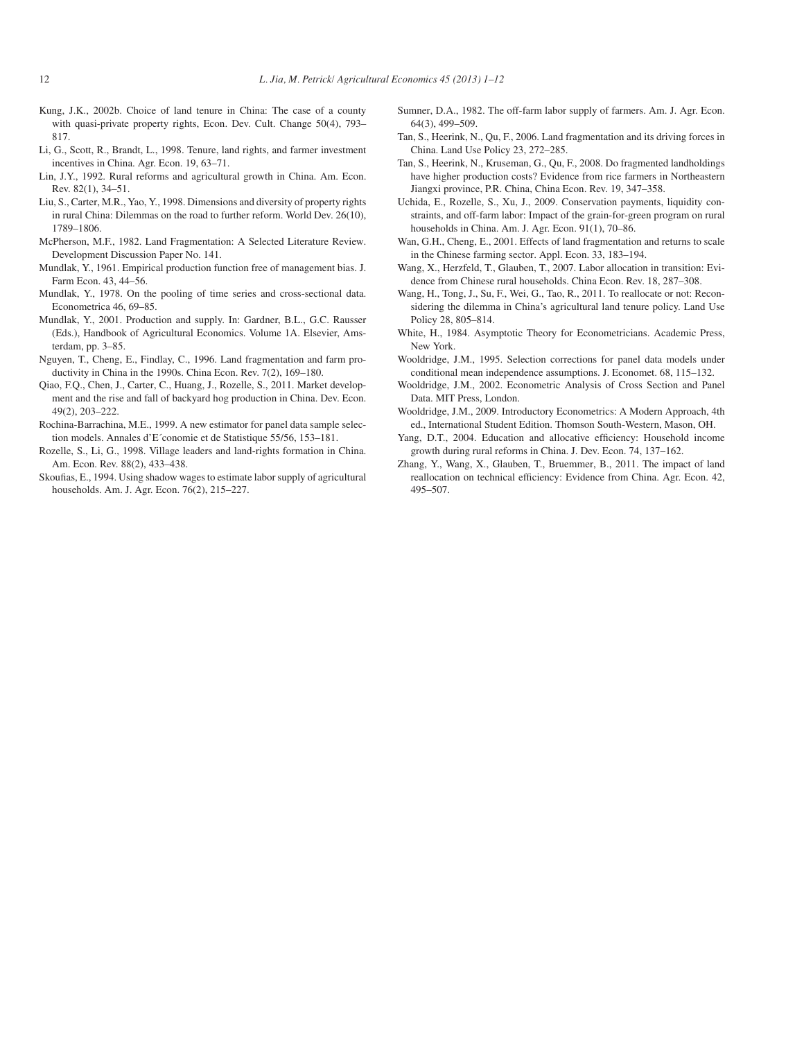Kung, J.K., 2002b. Choice of land tenure in China: The case of a county with quasi-private property rights, Econ. Dev. Cult. Change 50(4), 793–817.

Li, G., Scott, R., Brandt, L., 1998. Tenure, land rights, and farmer investment incentives in China. Agr. Econ. 19, 63–71.

Lin, J.Y., 1992. Rural reforms and agricultural growth in China. Am. Econ. Rev. 82(1), 34–51.

Liu, S., Carter, M.R., Yao, Y., 1998. Dimensions and diversity of property rights in rural China: Dilemmas on the road to further reform. World Dev. 26(10), 1789–1806.

McPherson, M.F., 1982. Land Fragmentation: A Selected Literature Review. Development Discussion Paper No. 141.

Mundlak, Y., 1961. Empirical production function free of management bias. J. Farm Econ. 43, 44–56.

Mundlak, Y., 1978. On the pooling of time series and cross-sectional data. Econometrica 46, 69–85.

Mundlak, Y., 2001. Production and supply. In: Gardner, B.L., G.C. Rausser (Eds.), Handbook of Agricultural Economics. Volume 1A. Elsevier, Amsterdam, pp. 3–85.

Nguyen, T., Cheng, E., Findlay, C., 1996. Land fragmentation and farm productivity in China in the 1990s. China Econ. Rev. 7(2), 169–180.

Qiao, F.Q., Chen, J., Carter, C., Huang, J., Rozelle, S., 2011. Market development and the rise and fall of backyard hog production in China. Dev. Econ. 49(2), 203–222.

Rochina-Barrachina, M.E., 1999. A new estimator for panel data sample selection models. Annales d'E´conomie et de Statistique 55/56, 153–181.

Rozelle, S., Li, G., 1998. Village leaders and land-rights formation in China. Am. Econ. Rev. 88(2), 433–438.

Skoufias, E., 1994. Using shadow wages to estimate labor supply of agricultural households. Am. J. Agr. Econ. 76(2), 215–227.

Sumner, D.A., 1982. The off-farm labor supply of farmers. Am. J. Agr. Econ. 64(3), 499–509.

Tan, S., Heerink, N., Qu, F., 2006. Land fragmentation and its driving forces in China. Land Use Policy 23, 272–285.

Tan, S., Heerink, N., Kruseman, G., Qu, F., 2008. Do fragmented landholdings have higher production costs? Evidence from rice farmers in Northeastern Jiangxi province, P.R. China, China Econ. Rev. 19, 347–358.

Uchida, E., Rozelle, S., Xu, J., 2009. Conservation payments, liquidity constraints, and off-farm labor: Impact of the grain-for-green program on rural households in China. Am. J. Agr. Econ. 91(1), 70–86.

Wan, G.H., Cheng, E., 2001. Effects of land fragmentation and returns to scale in the Chinese farming sector. Appl. Econ. 33, 183–194.

Wang, X., Herzfeld, T., Glauben, T., 2007. Labor allocation in transition: Evidence from Chinese rural households. China Econ. Rev. 18, 287–308.

Wang, H., Tong, J., Su, F., Wei, G., Tao, R., 2011. To reallocate or not: Reconsidering the dilemma in China's agricultural land tenure policy. Land Use Policy 28, 805–814.

White, H., 1984. Asymptotic Theory for Econometricians. Academic Press, New York.

Wooldridge, J.M., 1995. Selection corrections for panel data models under conditional mean independence assumptions. J. Economet. 68, 115–132.

Wooldridge, J.M., 2002. Econometric Analysis of Cross Section and Panel Data. MIT Press, London.

Wooldridge, J.M., 2009. Introductory Econometrics: A Modern Approach, 4th ed., International Student Edition. Thomson South-Western, Mason, OH.

Yang, D.T., 2004. Education and allocative efficiency: Household income growth during rural reforms in China. J. Dev. Econ. 74, 137–162.

Zhang, Y., Wang, X., Glauben, T., Bruemmer, B., 2011. The impact of land reallocation on technical efficiency: Evidence from China. Agr. Econ. 42, 495–507.